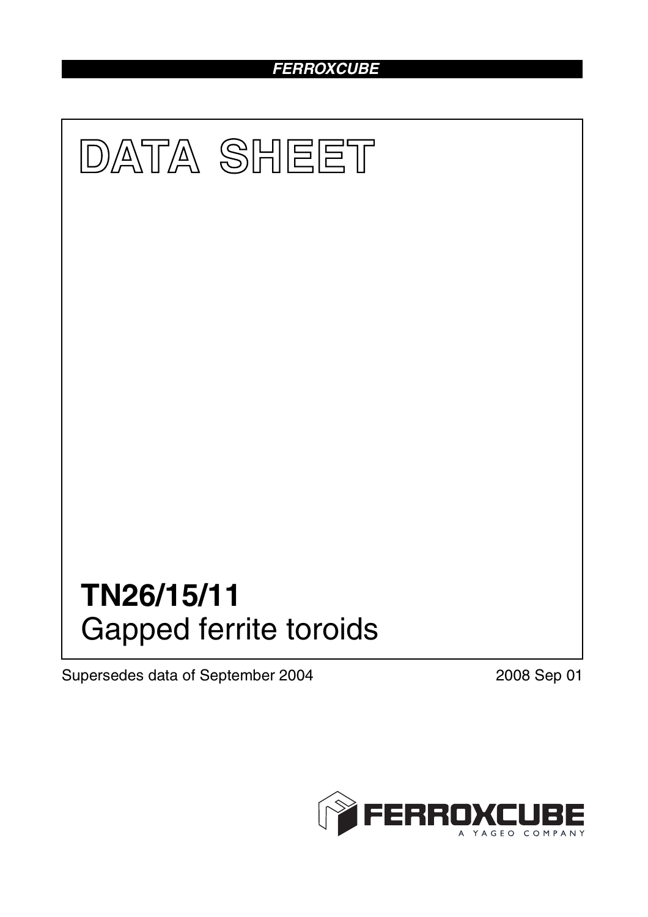FERROXCUBE

# DATA SHEET

# TN26/15/11
## Gapped ferrite toroids

Supersedes data of September 2004

2008 Sep 01

FERROXCUBE
A YAGEO COMPANY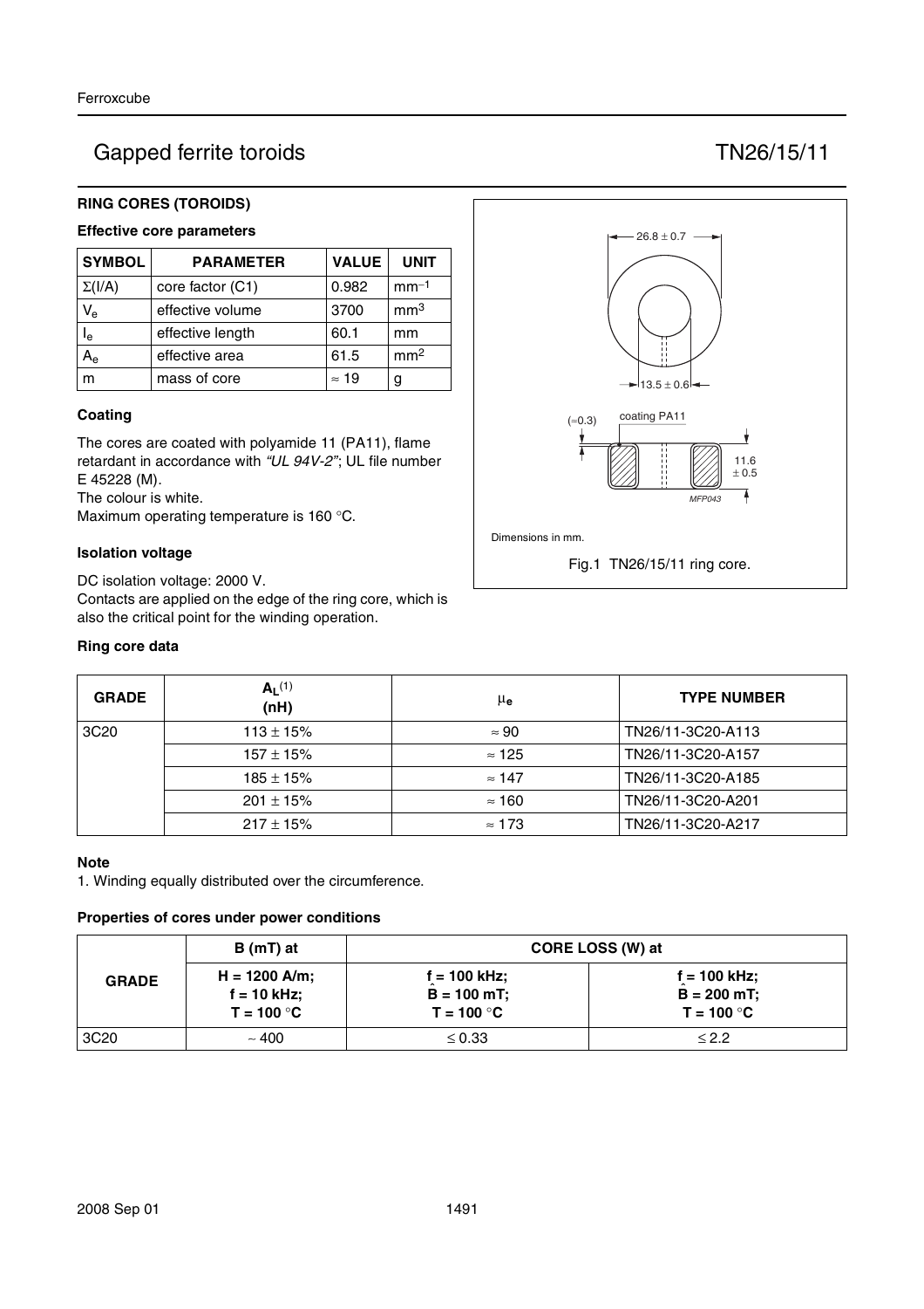# Gapped ferrite toroids TN26/15/11

## RING CORES (TOROIDS)

### Effective core parameters

| SYMBOL | PARAMETER | VALUE | UNIT |
|---|---|---|---|
| $\Sigma(I/A)$ | core factor (C1) | 0.982 | $mm^{-1}$ |
| $V_e$ | effective volume | 3700 | $mm^3$ |
| $l_e$ | effective length | 60.1 | mm |
| $A_e$ | effective area | 61.5 | $mm^2$ |
| m | mass of core | ≈ 19 | g |

### Coating

The cores are coated with polyamide 11 (PA11), flame retardant in accordance with *"UL 94V-2"*; UL file number E 45228 (M).
The colour is white.
Maximum operating temperature is 160 °C.

### Isolation voltage

DC isolation voltage: 2000 V.
Contacts are applied on the edge of the ring core, which is also the critical point for the winding operation.

26.8 ± 0.7

13.5 ± 0.6

(≈0.3) coating PA11

11.6 ± 0.5

MFP043

Dimensions in mm.

Fig.1 TN26/15/11 ring core.

### Ring core data

| GRADE | $A_L$[(1)] (nH) | $\mu_e$ | TYPE NUMBER |
|---|---|---|---|
| 3C20 | 113 ± 15% | ≈ 90 | TN26/11-3C20-A113 |
| | 157 ± 15% | ≈ 125 | TN26/11-3C20-A157 |
| | 185 ± 15% | ≈ 147 | TN26/11-3C20-A185 |
| | 201 ± 15% | ≈ 160 | TN26/11-3C20-A201 |
| | 217 ± 15% | ≈ 173 | TN26/11-3C20-A217 |

### Note

1. Winding equally distributed over the circumference.

### Properties of cores under power conditions

| GRADE | B (mT) at | CORE LOSS (W) at | |
|---|---|---|---|
| | H = 1200 A/m; f = 10 kHz; T = 100 °C | f = 100 kHz; $\hat{B}$ = 100 mT; T = 100 °C | f = 100 kHz; $\hat{B}$ = 200 mT; T = 100 °C |
| 3C20 | ∼ 400 | ≤ 0.33 | ≤ 2.2 |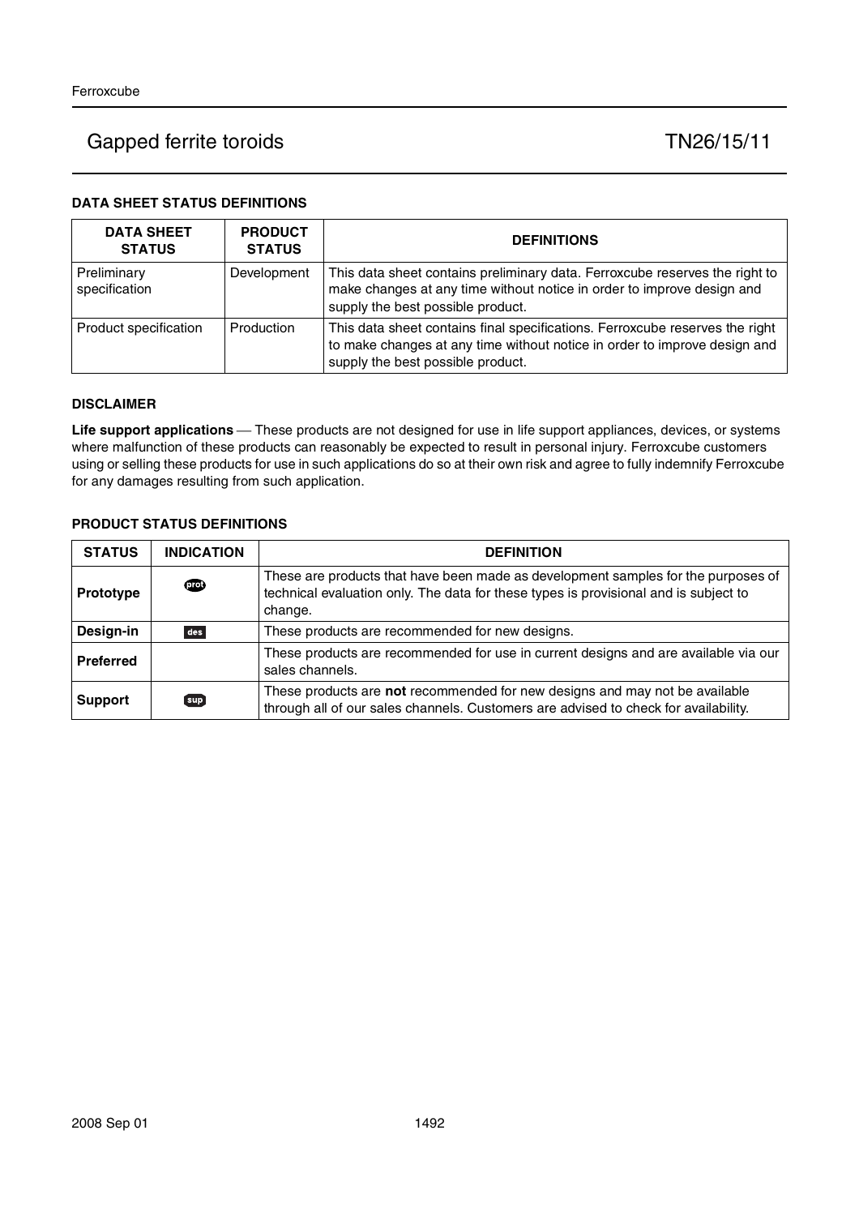## DATA SHEET STATUS DEFINITIONS

| DATA SHEET STATUS | PRODUCT STATUS | DEFINITIONS |
|---|---|---|
| Preliminary specification | Development | This data sheet contains preliminary data. Ferroxcube reserves the right to make changes at any time without notice in order to improve design and supply the best possible product. |
| Product specification | Production | This data sheet contains final specifications. Ferroxcube reserves the right to make changes at any time without notice in order to improve design and supply the best possible product. |

## DISCLAIMER

**Life support applications** — These products are not designed for use in life support appliances, devices, or systems where malfunction of these products can reasonably be expected to result in personal injury. Ferroxcube customers using or selling these products for use in such applications do so at their own risk and agree to fully indemnify Ferroxcube for any damages resulting from such application.

## PRODUCT STATUS DEFINITIONS

| STATUS | INDICATION | DEFINITION |
|---|---|---|
| **Prototype** | prot | These are products that have been made as development samples for the purposes of technical evaluation only. The data for these types is provisional and is subject to change. |
| **Design-in** | des | These products are recommended for new designs. |
| **Preferred** | | These products are recommended for use in current designs and are available via our sales channels. |
| **Support** | sup | These products are **not** recommended for new designs and may not be available through all of our sales channels. Customers are advised to check for availability. |